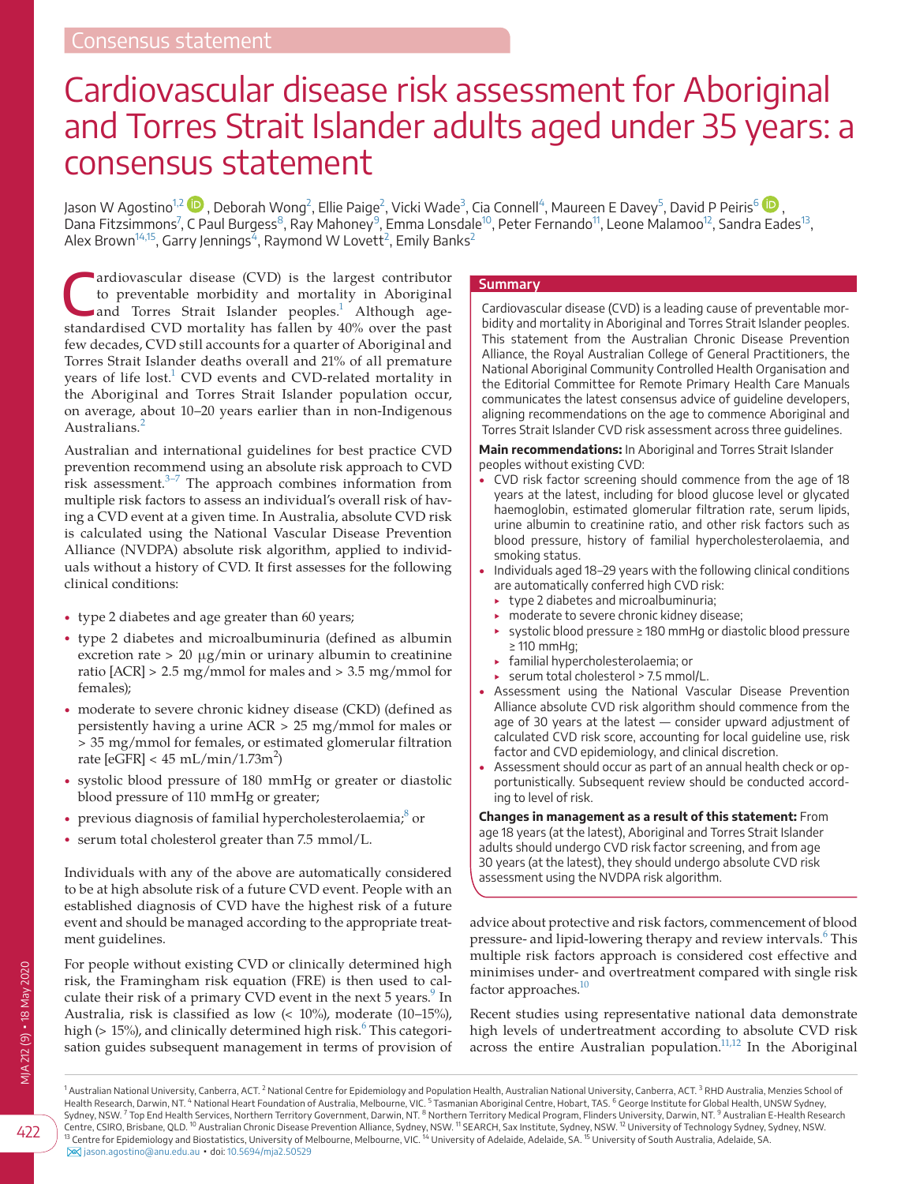Consensus statement

# Cardiovascular disease risk assessment for Aboriginal and Torres Strait Islander adults aged under 35 years: a consensus statement

Jason W Agostino[1,2], Deborah Wong[2], Ellie Paige[2], Vicki Wade[3], Cia Connell[4], Maureen E Davey[5], David P Peiris[6], Dana Fitzsimmons[7], C Paul Burgess[8], Ray Mahoney[9], Emma Lonsdale[10], Peter Fernando[11], Leone Malamoo[12], Sandra Eades[13], Alex Brown[14,15], Garry Jennings[4], Raymond W Lovett[2], Emily Banks[2]

## Summary

Cardiovascular disease (CVD) is a leading cause of preventable morbidity and mortality in Aboriginal and Torres Strait Islander peoples. This statement from the Australian Chronic Disease Prevention Alliance, the Royal Australian College of General Practitioners, the National Aboriginal Community Controlled Health Organisation and the Editorial Committee for Remote Primary Health Care Manuals communicates the latest consensus advice of guideline developers, aligning recommendations on the age to commence Aboriginal and Torres Strait Islander CVD risk assessment across three guidelines.

**Main recommendations:** In Aboriginal and Torres Strait Islander peoples without existing CVD:

- CVD risk factor screening should commence from the age of 18 years at the latest, including for blood glucose level or glycated haemoglobin, estimated glomerular filtration rate, serum lipids, urine albumin to creatinine ratio, and other risk factors such as blood pressure, history of familial hypercholesterolaemia, and smoking status.
- Individuals aged 18–29 years with the following clinical conditions are automatically conferred high CVD risk:
  - type 2 diabetes and microalbuminuria;
  - moderate to severe chronic kidney disease;
  - systolic blood pressure ≥ 180 mmHg or diastolic blood pressure ≥ 110 mmHg;
  - familial hypercholesterolaemia; or
  - serum total cholesterol > 7.5 mmol/L.
- Assessment using the National Vascular Disease Prevention Alliance absolute CVD risk algorithm should commence from the age of 30 years at the latest — consider upward adjustment of calculated CVD risk score, accounting for local guideline use, risk factor and CVD epidemiology, and clinical discretion.
- Assessment should occur as part of an annual health check or opportunistically. Subsequent review should be conducted according to level of risk.

**Changes in management as a result of this statement:** From age 18 years (at the latest), Aboriginal and Torres Strait Islander adults should undergo CVD risk factor screening, and from age 30 years (at the latest), they should undergo absolute CVD risk assessment using the NVDPA risk algorithm.

Cardiovascular disease (CVD) is the largest contributor to preventable morbidity and mortality in Aboriginal and Torres Strait Islander peoples.[1] Although age-standardised CVD mortality has fallen by 40% over the past few decades, CVD still accounts for a quarter of Aboriginal and Torres Strait Islander deaths overall and 21% of all premature years of life lost.[1] CVD events and CVD-related mortality in the Aboriginal and Torres Strait Islander population occur, on average, about 10–20 years earlier than in non-Indigenous Australians.[2]

Australian and international guidelines for best practice CVD prevention recommend using an absolute risk approach to CVD risk assessment.[3–7] The approach combines information from multiple risk factors to assess an individual's overall risk of having a CVD event at a given time. In Australia, absolute CVD risk is calculated using the National Vascular Disease Prevention Alliance (NVDPA) absolute risk algorithm, applied to individuals without a history of CVD. It first assesses for the following clinical conditions:

- type 2 diabetes and age greater than 60 years;
- type 2 diabetes and microalbuminuria (defined as albumin excretion rate > 20 μg/min or urinary albumin to creatinine ratio [ACR] > 2.5 mg/mmol for males and > 3.5 mg/mmol for females);
- moderate to severe chronic kidney disease (CKD) (defined as persistently having a urine ACR > 25 mg/mmol for males or > 35 mg/mmol for females, or estimated glomerular filtration rate [eGFR] < 45 mL/min/1.73m$^2$)
- systolic blood pressure of 180 mmHg or greater or diastolic blood pressure of 110 mmHg or greater;
- previous diagnosis of familial hypercholesterolaemia;[8] or
- serum total cholesterol greater than 7.5 mmol/L.

Individuals with any of the above are automatically considered to be at high absolute risk of a future CVD event. People with an established diagnosis of CVD have the highest risk of a future event and should be managed according to the appropriate treatment guidelines.

For people without existing CVD or clinically determined high risk, the Framingham risk equation (FRE) is then used to calculate their risk of a primary CVD event in the next 5 years.[9] In Australia, risk is classified as low (< 10%), moderate (10–15%), high (> 15%), and clinically determined high risk.[6] This categorisation guides subsequent management in terms of provision of advice about protective and risk factors, commencement of blood pressure- and lipid-lowering therapy and review intervals.[6] This multiple risk factors approach is considered cost effective and minimises under- and overtreatment compared with single risk factor approaches.[10]

Recent studies using representative national data demonstrate high levels of undertreatment according to absolute CVD risk across the entire Australian population.[11,12] In the Aboriginal

[1] Australian National University, Canberra, ACT. [2] National Centre for Epidemiology and Population Health, Australian National University, Canberra, ACT. [3] RHD Australia, Menzies School of Health Research, Darwin, NT. [4] National Heart Foundation of Australia, Melbourne, VIC. [5] Tasmanian Aboriginal Centre, Hobart, TAS. [6] George Institute for Global Health, UNSW Sydney, Sydney, NSW. [7] Top End Health Services, Northern Territory Government, Darwin, NT. [8] Northern Territory Medical Program, Flinders University, Darwin, NT. [9] Australian E-Health Research Centre, CSIRO, Brisbane, QLD. [10] Australian Chronic Disease Prevention Alliance, Sydney, NSW. [11] SEARCH, Sax Institute, Sydney, NSW. [12] University of Technology Sydney, Sydney, NSW. [13] Centre for Epidemiology and Biostatistics, University of Melbourne, Melbourne, VIC. [14] University of Adelaide, Adelaide, SA. [15] University of South Australia, Adelaide, SA.
jason.agostino@anu.edu.au • doi: 10.5694/mja2.50529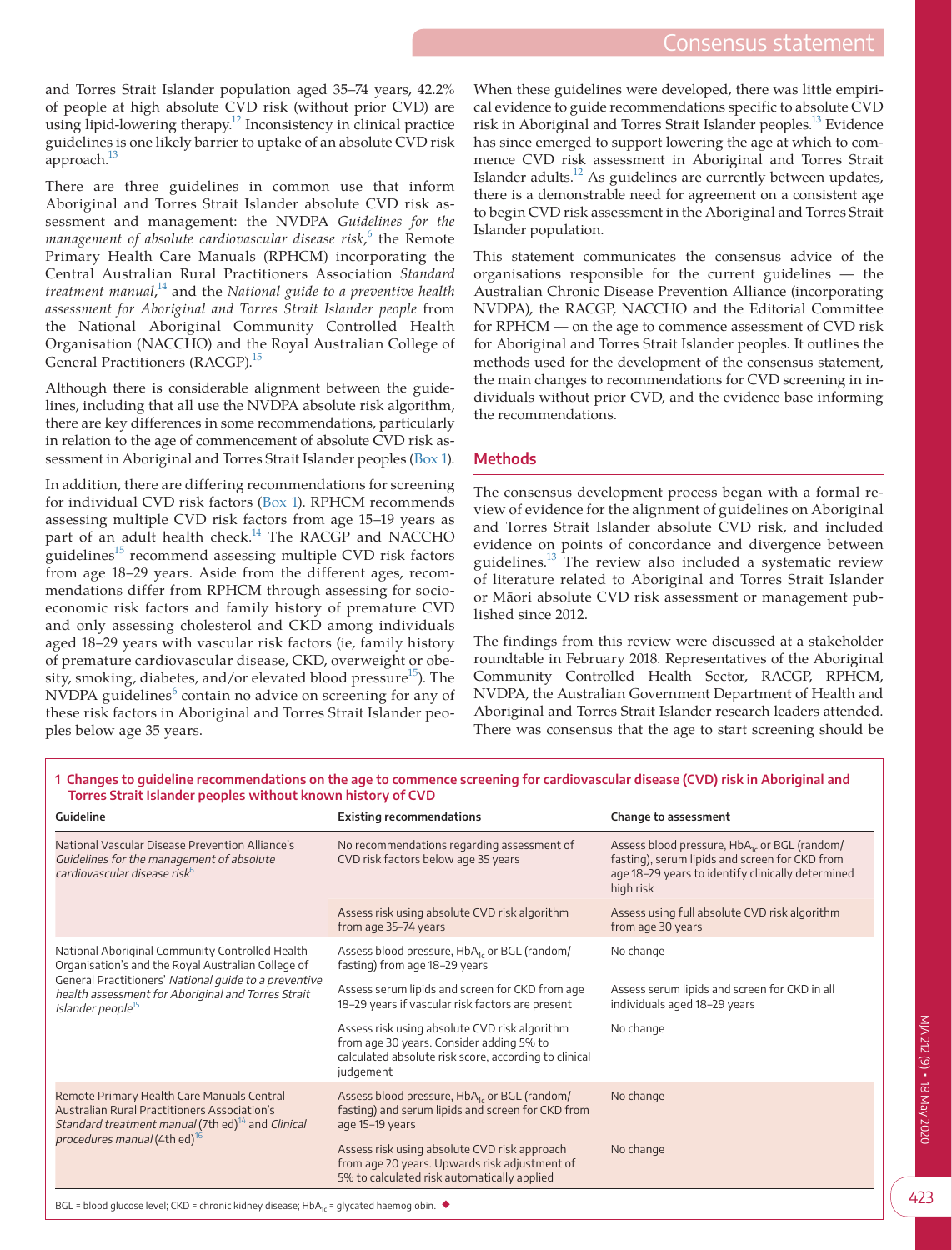and Torres Strait Islander population aged 35–74 years, 42.2% of people at high absolute CVD risk (without prior CVD) are using lipid-lowering therapy.[12] Inconsistency in clinical practice guidelines is one likely barrier to uptake of an absolute CVD risk approach.[13]

There are three guidelines in common use that inform Aboriginal and Torres Strait Islander absolute CVD risk assessment and management: the NVDPA *Guidelines for the management of absolute cardiovascular disease risk*,[6] the Remote Primary Health Care Manuals (RPHCM) incorporating the Central Australian Rural Practitioners Association *Standard treatment manual*,[14] and the *National guide to a preventive health assessment for Aboriginal and Torres Strait Islander people* from the National Aboriginal Community Controlled Health Organisation (NACCHO) and the Royal Australian College of General Practitioners (RACGP).[15]

Although there is considerable alignment between the guidelines, including that all use the NVDPA absolute risk algorithm, there are key differences in some recommendations, particularly in relation to the age of commencement of absolute CVD risk assessment in Aboriginal and Torres Strait Islander peoples (Box 1).

In addition, there are differing recommendations for screening for individual CVD risk factors (Box 1). RPHCM recommends assessing multiple CVD risk factors from age 15–19 years as part of an adult health check.[14] The RACGP and NACCHO guidelines[15] recommend assessing multiple CVD risk factors from age 18–29 years. Aside from the different ages, recommendations differ from RPHCM through assessing for socio-economic risk factors and family history of premature CVD and only assessing cholesterol and CKD among individuals aged 18–29 years with vascular risk factors (ie, family history of premature cardiovascular disease, CKD, overweight or obesity, smoking, diabetes, and/or elevated blood pressure[15]). The NVDPA guidelines[6] contain no advice on screening for any of these risk factors in Aboriginal and Torres Strait Islander peoples below age 35 years.

When these guidelines were developed, there was little empirical evidence to guide recommendations specific to absolute CVD risk in Aboriginal and Torres Strait Islander peoples.[13] Evidence has since emerged to support lowering the age at which to commence CVD risk assessment in Aboriginal and Torres Strait Islander adults.[12] As guidelines are currently between updates, there is a demonstrable need for agreement on a consistent age to begin CVD risk assessment in the Aboriginal and Torres Strait Islander population.

This statement communicates the consensus advice of the organisations responsible for the current guidelines — the Australian Chronic Disease Prevention Alliance (incorporating NVDPA), the RACGP, NACCHO and the Editorial Committee for RPHCM — on the age to commence assessment of CVD risk for Aboriginal and Torres Strait Islander peoples. It outlines the methods used for the development of the consensus statement, the main changes to recommendations for CVD screening in individuals without prior CVD, and the evidence base informing the recommendations.

## Methods

The consensus development process began with a formal review of evidence for the alignment of guidelines on Aboriginal and Torres Strait Islander absolute CVD risk, and included evidence on points of concordance and divergence between guidelines.[13] The review also included a systematic review of literature related to Aboriginal and Torres Strait Islander or Māori absolute CVD risk assessment or management published since 2012.

The findings from this review were discussed at a stakeholder roundtable in February 2018. Representatives of the Aboriginal Community Controlled Health Sector, RACGP, RPHCM, NVDPA, the Australian Government Department of Health and Aboriginal and Torres Strait Islander research leaders attended. There was consensus that the age to start screening should be

**1 Changes to guideline recommendations on the age to commence screening for cardiovascular disease (CVD) risk in Aboriginal and Torres Strait Islander peoples without known history of CVD**

| Guideline | Existing recommendations | Change to assessment |
|---|---|---|
| National Vascular Disease Prevention Alliance's *Guidelines for the management of absolute cardiovascular disease risk*[6] | No recommendations regarding assessment of CVD risk factors below age 35 years | Assess blood pressure, $HbA_{1c}$ or BGL (random/fasting), serum lipids and screen for CKD from age 18–29 years to identify clinically determined high risk |
| | Assess risk using absolute CVD risk algorithm from age 35–74 years | Assess using full absolute CVD risk algorithm from age 30 years |
| National Aboriginal Community Controlled Health Organisation's and the Royal Australian College of General Practitioners' *National guide to a preventive health assessment for Aboriginal and Torres Strait Islander people*[15] | Assess blood pressure, $HbA_{1c}$ or BGL (random/fasting) from age 18–29 years | No change |
| | Assess serum lipids and screen for CKD from age 18–29 years if vascular risk factors are present | Assess serum lipids and screen for CKD in all individuals aged 18–29 years |
| | Assess risk using absolute CVD risk algorithm from age 30 years. Consider adding 5% to calculated absolute risk score, according to clinical judgement | No change |
| Remote Primary Health Care Manuals Central Australian Rural Practitioners Association's *Standard treatment manual* (7th ed)[14] and *Clinical procedures manual* (4th ed)[16] | Assess blood pressure, $HbA_{1c}$ or BGL (random/fasting) and serum lipids and screen for CKD from age 15–19 years | No change |
| | Assess risk using absolute CVD risk approach from age 20 years. Upwards risk adjustment of 5% to calculated risk automatically applied | No change |

BGL = blood glucose level; CKD = chronic kidney disease; $HbA_{1c}$ = glycated haemoglobin. ◆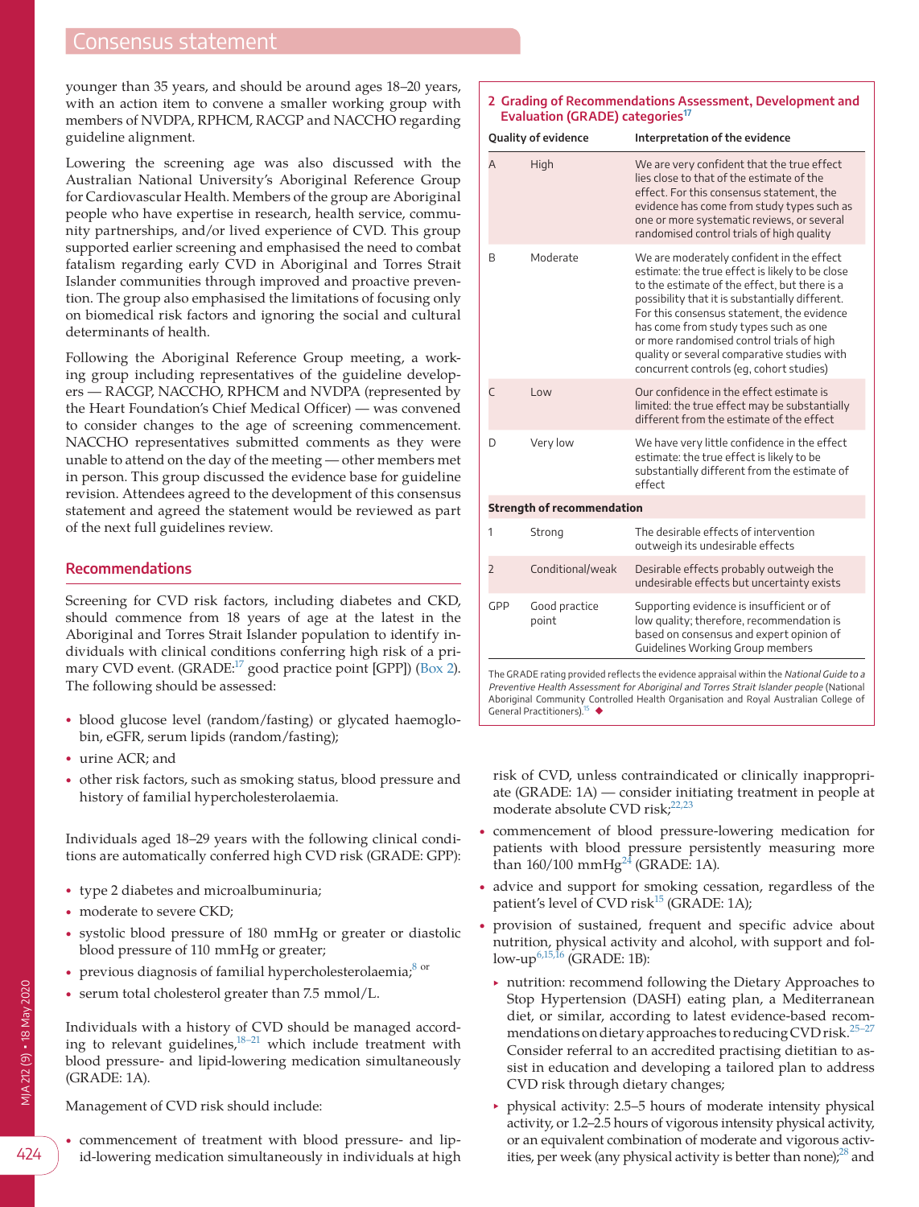younger than 35 years, and should be around ages 18–20 years, with an action item to convene a smaller working group with members of NVDPA, RPHCM, RACGP and NACCHO regarding guideline alignment.

Lowering the screening age was also discussed with the Australian National University's Aboriginal Reference Group for Cardiovascular Health. Members of the group are Aboriginal people who have expertise in research, health service, community partnerships, and/or lived experience of CVD. This group supported earlier screening and emphasised the need to combat fatalism regarding early CVD in Aboriginal and Torres Strait Islander communities through improved and proactive prevention. The group also emphasised the limitations of focusing only on biomedical risk factors and ignoring the social and cultural determinants of health.

Following the Aboriginal Reference Group meeting, a working group including representatives of the guideline developers — RACGP, NACCHO, RPHCM and NVDPA (represented by the Heart Foundation's Chief Medical Officer) — was convened to consider changes to the age of screening commencement. NACCHO representatives submitted comments as they were unable to attend on the day of the meeting — other members met in person. This group discussed the evidence base for guideline revision. Attendees agreed to the development of this consensus statement and agreed the statement would be reviewed as part of the next full guidelines review.

## Recommendations

Screening for CVD risk factors, including diabetes and CKD, should commence from 18 years of age at the latest in the Aboriginal and Torres Strait Islander population to identify individuals with clinical conditions conferring high risk of a primary CVD event. (GRADE:[17] good practice point [GPP]) (Box 2). The following should be assessed:

- blood glucose level (random/fasting) or glycated haemoglobin, eGFR, serum lipids (random/fasting);
- urine ACR; and
- other risk factors, such as smoking status, blood pressure and history of familial hypercholesterolaemia.

Individuals aged 18–29 years with the following clinical conditions are automatically conferred high CVD risk (GRADE: GPP):

- type 2 diabetes and microalbuminuria;
- moderate to severe CKD;
- systolic blood pressure of 180 mmHg or greater or diastolic blood pressure of 110 mmHg or greater;
- previous diagnosis of familial hypercholesterolaemia;[8] or
- serum total cholesterol greater than 7.5 mmol/L.

Individuals with a history of CVD should be managed according to relevant guidelines,[18–21] which include treatment with blood pressure- and lipid-lowering medication simultaneously (GRADE: 1A).

Management of CVD risk should include:

- commencement of treatment with blood pressure- and lipid-lowering medication simultaneously in individuals at high risk of CVD, unless contraindicated or clinically inappropriate (GRADE: 1A) — consider initiating treatment in people at moderate absolute CVD risk;[22,23]
- commencement of blood pressure-lowering medication for patients with blood pressure persistently measuring more than 160/100 mmHg[24] (GRADE: 1A).
- advice and support for smoking cessation, regardless of the patient's level of CVD risk[15] (GRADE: 1A);
- provision of sustained, frequent and specific advice about nutrition, physical activity and alcohol, with support and follow-up[6,15,16] (GRADE: 1B):
  - nutrition: recommend following the Dietary Approaches to Stop Hypertension (DASH) eating plan, a Mediterranean diet, or similar, according to latest evidence-based recommendations on dietary approaches to reducing CVD risk.[25–27] Consider referral to an accredited practising dietitian to assist in education and developing a tailored plan to address CVD risk through dietary changes;
  - physical activity: 2.5–5 hours of moderate intensity physical activity, or 1.2–2.5 hours of vigorous intensity physical activity, or an equivalent combination of moderate and vigorous activities, per week (any physical activity is better than none);[28] and

**2 Grading of Recommendations Assessment, Development and Evaluation (GRADE) categories[17]**

| Quality of evidence | | Interpretation of the evidence |
|---|---|---|
| A | High | We are very confident that the true effect lies close to that of the estimate of the effect. For this consensus statement, the evidence has come from study types such as one or more systematic reviews, or several randomised control trials of high quality |
| B | Moderate | We are moderately confident in the effect estimate: the true effect is likely to be close to the estimate of the effect, but there is a possibility that it is substantially different. For this consensus statement, the evidence has come from study types such as one or more randomised control trials of high quality or several comparative studies with concurrent controls (eg, cohort studies) |
| C | Low | Our confidence in the effect estimate is limited: the true effect may be substantially different from the estimate of the effect |
| D | Very low | We have very little confidence in the effect estimate: the true effect is likely to be substantially different from the estimate of effect |
| **Strength of recommendation** | | |
| 1 | Strong | The desirable effects of intervention outweigh its undesirable effects |
| 2 | Conditional/weak | Desirable effects probably outweigh the undesirable effects but uncertainty exists |
| GPP | Good practice point | Supporting evidence is insufficient or of low quality; therefore, recommendation is based on consensus and expert opinion of Guidelines Working Group members |

The GRADE rating provided reflects the evidence appraisal within the *National Guide to a Preventive Health Assessment for Aboriginal and Torres Strait Islander people* (National Aboriginal Community Controlled Health Organisation and Royal Australian College of General Practitioners).[15] ◆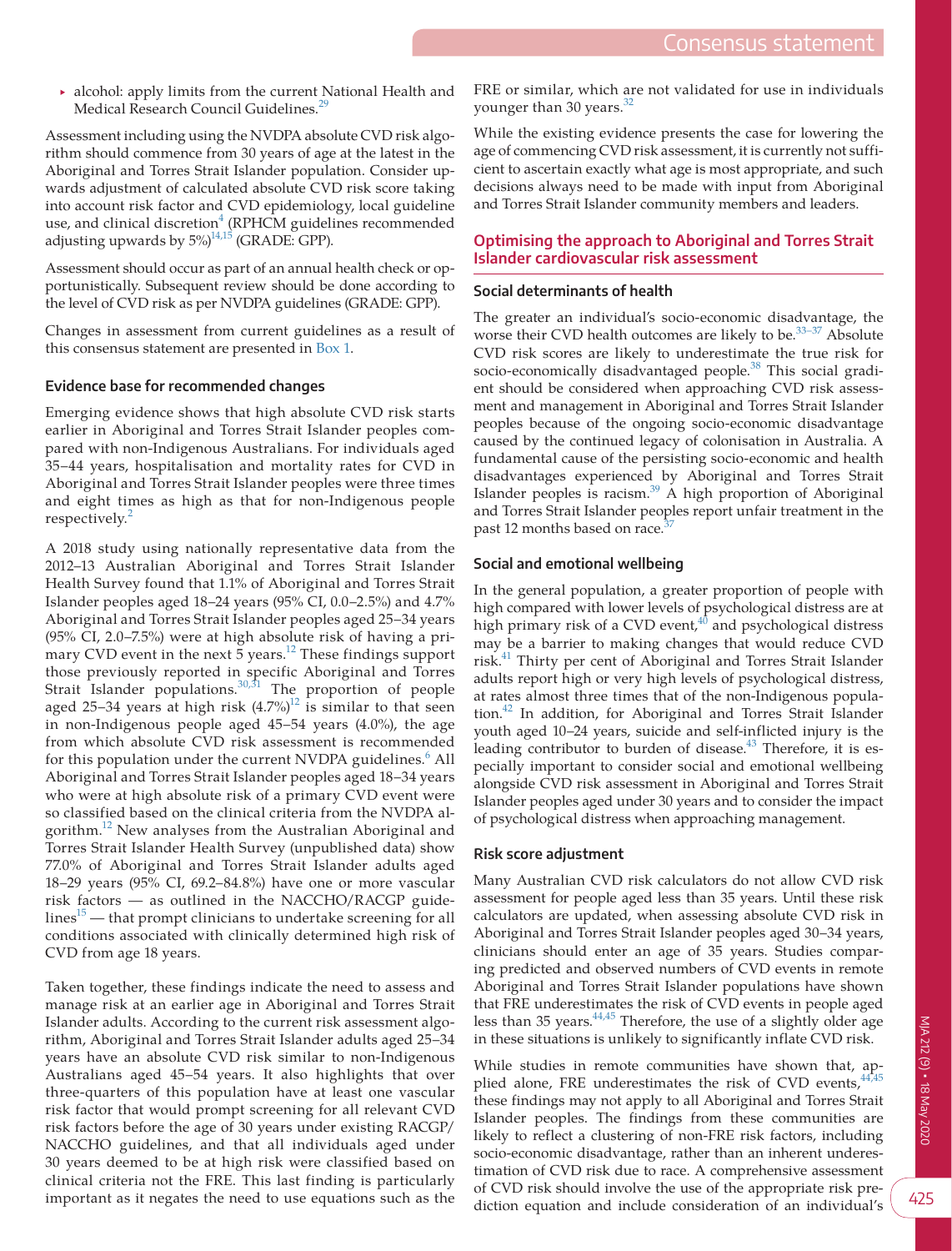- alcohol: apply limits from the current National Health and Medical Research Council Guidelines.[29]

Assessment including using the NVDPA absolute CVD risk algorithm should commence from 30 years of age at the latest in the Aboriginal and Torres Strait Islander population. Consider upwards adjustment of calculated absolute CVD risk score taking into account risk factor and CVD epidemiology, local guideline use, and clinical discretion[4] (RPHCM guidelines recommended adjusting upwards by 5%)[14,15] (GRADE: GPP).

Assessment should occur as part of an annual health check or opportunistically. Subsequent review should be done according to the level of CVD risk as per NVDPA guidelines (GRADE: GPP).

Changes in assessment from current guidelines as a result of this consensus statement are presented in Box 1.

### Evidence base for recommended changes

Emerging evidence shows that high absolute CVD risk starts earlier in Aboriginal and Torres Strait Islander peoples compared with non-Indigenous Australians. For individuals aged 35–44 years, hospitalisation and mortality rates for CVD in Aboriginal and Torres Strait Islander peoples were three times and eight times as high as that for non-Indigenous people respectively.[2]

A 2018 study using nationally representative data from the 2012–13 Australian Aboriginal and Torres Strait Islander Health Survey found that 1.1% of Aboriginal and Torres Strait Islander peoples aged 18–24 years (95% CI, 0.0–2.5%) and 4.7% Aboriginal and Torres Strait Islander peoples aged 25–34 years (95% CI, 2.0–7.5%) were at high absolute risk of having a primary CVD event in the next 5 years.[12] These findings support those previously reported in specific Aboriginal and Torres Strait Islander populations.[30,31] The proportion of people aged 25–34 years at high risk (4.7%)[12] is similar to that seen in non-Indigenous people aged 45–54 years (4.0%), the age from which absolute CVD risk assessment is recommended for this population under the current NVDPA guidelines.[6] All Aboriginal and Torres Strait Islander peoples aged 18–34 years who were at high absolute risk of a primary CVD event were so classified based on the clinical criteria from the NVDPA algorithm.[12] New analyses from the Australian Aboriginal and Torres Strait Islander Health Survey (unpublished data) show 77.0% of Aboriginal and Torres Strait Islander adults aged 18–29 years (95% CI, 69.2–84.8%) have one or more vascular risk factors — as outlined in the NACCHO/RACGP guidelines[15] — that prompt clinicians to undertake screening for all conditions associated with clinically determined high risk of CVD from age 18 years.

Taken together, these findings indicate the need to assess and manage risk at an earlier age in Aboriginal and Torres Strait Islander adults. According to the current risk assessment algorithm, Aboriginal and Torres Strait Islander adults aged 25–34 years have an absolute CVD risk similar to non-Indigenous Australians aged 45–54 years. It also highlights that over three-quarters of this population have at least one vascular risk factor that would prompt screening for all relevant CVD risk factors before the age of 30 years under existing RACGP/NACCHO guidelines, and that all individuals aged under 30 years deemed to be at high risk were classified based on clinical criteria not the FRE. This last finding is particularly important as it negates the need to use equations such as the FRE or similar, which are not validated for use in individuals younger than 30 years.[32]

While the existing evidence presents the case for lowering the age of commencing CVD risk assessment, it is currently not sufficient to ascertain exactly what age is most appropriate, and such decisions always need to be made with input from Aboriginal and Torres Strait Islander community members and leaders.

## Optimising the approach to Aboriginal and Torres Strait Islander cardiovascular risk assessment

### Social determinants of health

The greater an individual's socio-economic disadvantage, the worse their CVD health outcomes are likely to be.[33–37] Absolute CVD risk scores are likely to underestimate the true risk for socio-economically disadvantaged people.[38] This social gradient should be considered when approaching CVD risk assessment and management in Aboriginal and Torres Strait Islander peoples because of the ongoing socio-economic disadvantage caused by the continued legacy of colonisation in Australia. A fundamental cause of the persisting socio-economic and health disadvantages experienced by Aboriginal and Torres Strait Islander peoples is racism.[39] A high proportion of Aboriginal and Torres Strait Islander peoples report unfair treatment in the past 12 months based on race.[37]

### Social and emotional wellbeing

In the general population, a greater proportion of people with high compared with lower levels of psychological distress are at high primary risk of a CVD event,[40] and psychological distress may be a barrier to making changes that would reduce CVD risk.[41] Thirty per cent of Aboriginal and Torres Strait Islander adults report high or very high levels of psychological distress, at rates almost three times that of the non-Indigenous population.[42] In addition, for Aboriginal and Torres Strait Islander youth aged 10–24 years, suicide and self-inflicted injury is the leading contributor to burden of disease.[43] Therefore, it is especially important to consider social and emotional wellbeing alongside CVD risk assessment in Aboriginal and Torres Strait Islander peoples aged under 30 years and to consider the impact of psychological distress when approaching management.

### Risk score adjustment

Many Australian CVD risk calculators do not allow CVD risk assessment for people aged less than 35 years. Until these risk calculators are updated, when assessing absolute CVD risk in Aboriginal and Torres Strait Islander peoples aged 30–34 years, clinicians should enter an age of 35 years. Studies comparing predicted and observed numbers of CVD events in remote Aboriginal and Torres Strait Islander populations have shown that FRE underestimates the risk of CVD events in people aged less than 35 years.[44,45] Therefore, the use of a slightly older age in these situations is unlikely to significantly inflate CVD risk.

While studies in remote communities have shown that, applied alone, FRE underestimates the risk of CVD events,[44,45] these findings may not apply to all Aboriginal and Torres Strait Islander peoples. The findings from these communities are likely to reflect a clustering of non-FRE risk factors, including socio-economic disadvantage, rather than an inherent underestimation of CVD risk due to race. A comprehensive assessment of CVD risk should involve the use of the appropriate risk prediction equation and include consideration of an individual's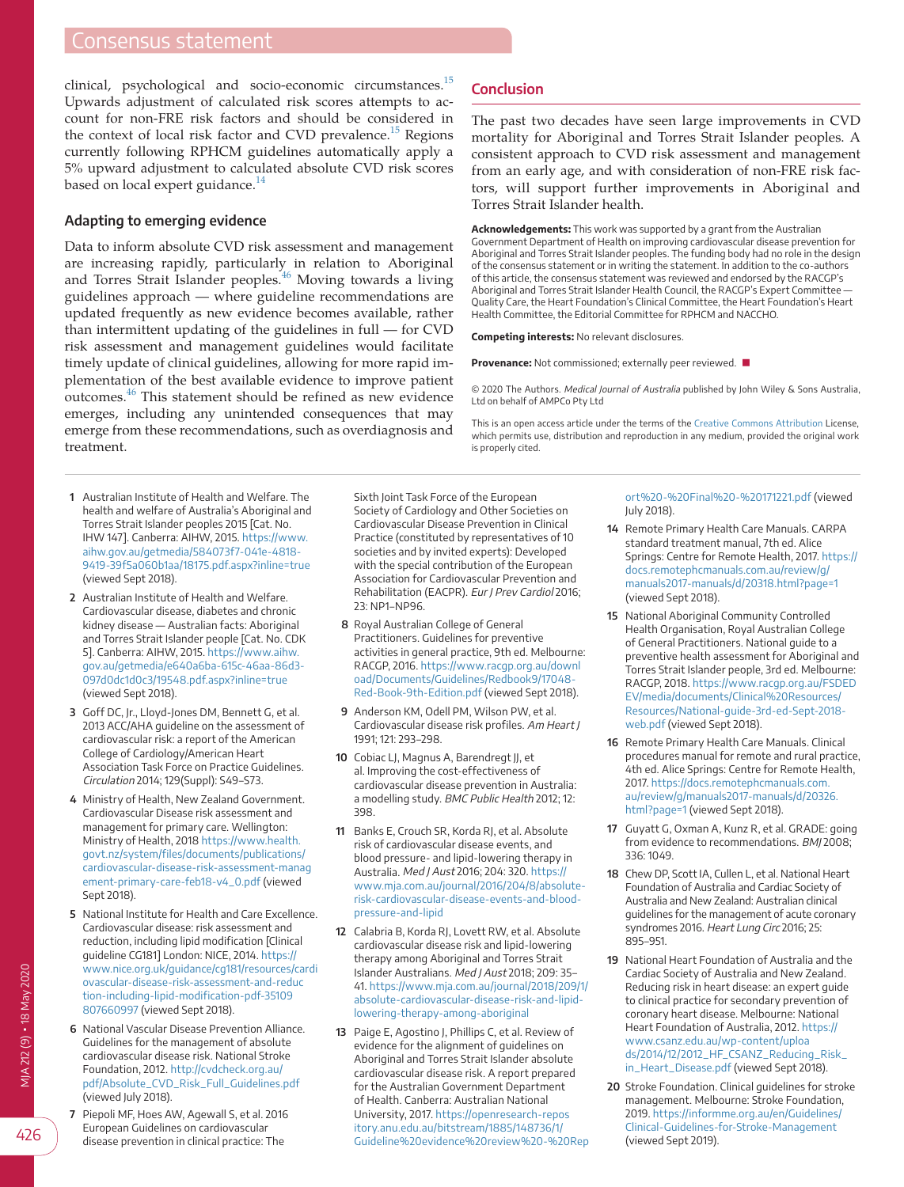clinical, psychological and socio-economic circumstances.[15] Upwards adjustment of calculated risk scores attempts to account for non-FRE risk factors and should be considered in the context of local risk factor and CVD prevalence.[15] Regions currently following RPHCM guidelines automatically apply a 5% upward adjustment to calculated absolute CVD risk scores based on local expert guidance.[14]

### Adapting to emerging evidence

Data to inform absolute CVD risk assessment and management are increasing rapidly, particularly in relation to Aboriginal and Torres Strait Islander peoples.[46] Moving towards a living guidelines approach — where guideline recommendations are updated frequently as new evidence becomes available, rather than intermittent updating of the guidelines in full — for CVD risk assessment and management guidelines would facilitate timely update of clinical guidelines, allowing for more rapid implementation of the best available evidence to improve patient outcomes.[46] This statement should be refined as new evidence emerges, including any unintended consequences that may emerge from these recommendations, such as overdiagnosis and treatment.

## Conclusion

The past two decades have seen large improvements in CVD mortality for Aboriginal and Torres Strait Islander peoples. A consistent approach to CVD risk assessment and management from an early age, and with consideration of non-FRE risk factors, will support further improvements in Aboriginal and Torres Strait Islander health.

**Acknowledgements:** This work was supported by a grant from the Australian Government Department of Health on improving cardiovascular disease prevention for Aboriginal and Torres Strait Islander peoples. The funding body had no role in the design of the consensus statement or in writing the statement. In addition to the co-authors of this article, the consensus statement was reviewed and endorsed by the RACGP's Aboriginal and Torres Strait Islander Health Council, the RACGP's Expert Committee — Quality Care, the Heart Foundation's Clinical Committee, the Heart Foundation's Heart Health Committee, the Editorial Committee for RPHCM and NACCHO.

**Competing interests:** No relevant disclosures.

**Provenance:** Not commissioned; externally peer reviewed.

© 2020 The Authors. *Medical Journal of Australia* published by John Wiley & Sons Australia, Ltd on behalf of AMPCo Pty Ltd

This is an open access article under the terms of the Creative Commons Attribution License, which permits use, distribution and reproduction in any medium, provided the original work is properly cited.

1. Australian Institute of Health and Welfare. The health and welfare of Australia's Aboriginal and Torres Strait Islander peoples 2015 [Cat. No. IHW 147]. Canberra: AIHW, 2015. https://www.aihw.gov.au/getmedia/584073f7-041e-4818-9419-39f5a060b1aa/18175.pdf.aspx?inline=true (viewed Sept 2018).
2. Australian Institute of Health and Welfare. Cardiovascular disease, diabetes and chronic kidney disease — Australian facts: Aboriginal and Torres Strait Islander people [Cat. No. CDK 5]. Canberra: AIHW, 2015. https://www.aihw.gov.au/getmedia/e640a6ba-615c-46aa-86d3-097d0dc1d0c3/19548.pdf.aspx?inline=true (viewed Sept 2018).
3. Goff DC, Jr., Lloyd-Jones DM, Bennett G, et al. 2013 ACC/AHA guideline on the assessment of cardiovascular risk: a report of the American College of Cardiology/American Heart Association Task Force on Practice Guidelines. *Circulation* 2014; 129(Suppl): S49–S73.
4. Ministry of Health, New Zealand Government. Cardiovascular Disease risk assessment and management for primary care. Wellington: Ministry of Health, 2018 https://www.health.govt.nz/system/files/documents/publications/cardiovascular-disease-risk-assessment-management-primary-care-feb18-v4_0.pdf (viewed Sept 2018).
5. National Institute for Health and Care Excellence. Cardiovascular disease: risk assessment and reduction, including lipid modification [Clinical guideline CG181] London: NICE, 2014. https://www.nice.org.uk/guidance/cg181/resources/cardiovascular-disease-risk-assessment-and-reduction-including-lipid-modification-pdf-35109807660997 (viewed Sept 2018).
6. National Vascular Disease Prevention Alliance. Guidelines for the management of absolute cardiovascular disease risk. National Stroke Foundation, 2012. http://cvdcheck.org.au/pdf/Absolute_CVD_Risk_Full_Guidelines.pdf (viewed July 2018).
7. Piepoli MF, Hoes AW, Agewall S, et al. 2016 European Guidelines on cardiovascular disease prevention in clinical practice: The Sixth Joint Task Force of the European Society of Cardiology and Other Societies on Cardiovascular Disease Prevention in Clinical Practice (constituted by representatives of 10 societies and by invited experts): Developed with the special contribution of the European Association for Cardiovascular Prevention and Rehabilitation (EACPR). *Eur J Prev Cardiol* 2016; 23: NP1–NP96.
8. Royal Australian College of General Practitioners. Guidelines for preventive activities in general practice, 9th ed. Melbourne: RACGP, 2016. https://www.racgp.org.au/download/Documents/Guidelines/Redbook9/17048-Red-Book-9th-Edition.pdf (viewed Sept 2018).
9. Anderson KM, Odell PM, Wilson PW, et al. Cardiovascular disease risk profiles. *Am Heart J* 1991; 121: 293–298.
10. Cobiac LJ, Magnus A, Barendregt JJ, et al. Improving the cost-effectiveness of cardiovascular disease prevention in Australia: a modelling study. *BMC Public Health* 2012; 12: 398.
11. Banks E, Crouch SR, Korda RJ, et al. Absolute risk of cardiovascular disease events, and blood pressure- and lipid-lowering therapy in Australia. *Med J Aust* 2016; 204: 320. https://www.mja.com.au/journal/2016/204/8/absolute-risk-cardiovascular-disease-events-and-blood-pressure-and-lipid
12. Calabria B, Korda RJ, Lovett RW, et al. Absolute cardiovascular disease risk and lipid-lowering therapy among Aboriginal and Torres Strait Islander Australians. *Med J Aust* 2018; 209: 35–41. https://www.mja.com.au/journal/2018/209/1/absolute-cardiovascular-disease-risk-and-lipid-lowering-therapy-among-aboriginal
13. Paige E, Agostino J, Phillips C, et al. Review of evidence for the alignment of guidelines on Aboriginal and Torres Strait Islander absolute cardiovascular disease risk. A report prepared for the Australian Government Department of Health. Canberra: Australian National University, 2017. https://openresearch-repository.anu.edu.au/bitstream/1885/148736/1/Guideline%20evidence%20review%20-%20Report%20-%20Final%20-%20171221.pdf (viewed July 2018).
14. Remote Primary Health Care Manuals. CARPA standard treatment manual, 7th ed. Alice Springs: Centre for Remote Health, 2017. https://docs.remotephcmanuals.com.au/review/g/manuals2017-manuals/d/20318.html?page=1 (viewed Sept 2018).
15. National Aboriginal Community Controlled Health Organisation, Royal Australian College of General Practitioners. National guide to a preventive health assessment for Aboriginal and Torres Strait Islander people, 3rd ed. Melbourne: RACGP, 2018. https://www.racgp.org.au/FSDEDEV/media/documents/Clinical%20Resources/Resources/National-guide-3rd-ed-Sept-2018-web.pdf (viewed Sept 2018).
16. Remote Primary Health Care Manuals. Clinical procedures manual for remote and rural practice, 4th ed. Alice Springs: Centre for Remote Health, 2017. https://docs.remotephcmanuals.com.au/review/g/manuals2017-manuals/d/20326.html?page=1 (viewed Sept 2018).
17. Guyatt G, Oxman A, Kunz R, et al. GRADE: going from evidence to recommendations. *BMJ* 2008; 336: 1049.
18. Chew DP, Scott IA, Cullen L, et al. National Heart Foundation of Australia and Cardiac Society of Australia and New Zealand: Australian clinical guidelines for the management of acute coronary syndromes 2016. *Heart Lung Circ* 2016; 25: 895–951.
19. National Heart Foundation of Australia and the Cardiac Society of Australia and New Zealand. Reducing risk in heart disease: an expert guide to clinical practice for secondary prevention of coronary heart disease. Melbourne: National Heart Foundation of Australia, 2012. https://www.csanz.edu.au/wp-content/uploads/2014/12/2012_HF_CSANZ_Reducing_Risk_in_Heart_Disease.pdf (viewed Sept 2018).
20. Stroke Foundation. Clinical guidelines for stroke management. Melbourne: Stroke Foundation, 2019. https://informme.org.au/en/Guidelines/Clinical-Guidelines-for-Stroke-Management (viewed Sept 2019).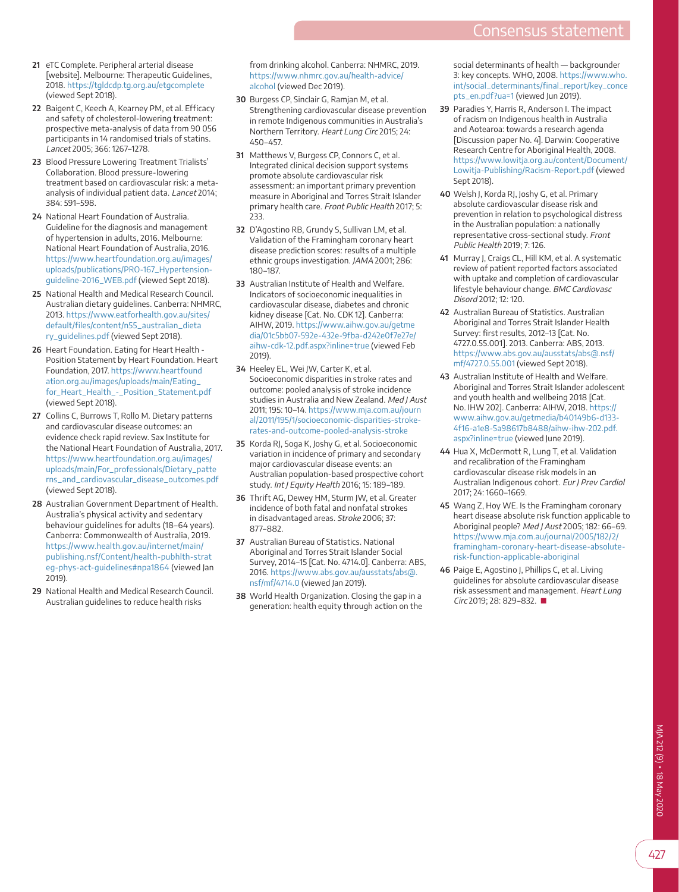21 eTC Complete. Peripheral arterial disease [website]. Melbourne: Therapeutic Guidelines, 2018. https://tgldcdp.tg.org.au/etgcomplete (viewed Sept 2018).

22 Baigent C, Keech A, Kearney PM, et al. Efficacy and safety of cholesterol-lowering treatment: prospective meta-analysis of data from 90 056 participants in 14 randomised trials of statins. *Lancet* 2005; 366: 1267–1278.

23 Blood Pressure Lowering Treatment Trialists' Collaboration. Blood pressure-lowering treatment based on cardiovascular risk: a meta-analysis of individual patient data. *Lancet* 2014; 384: 591–598.

24 National Heart Foundation of Australia. Guideline for the diagnosis and management of hypertension in adults, 2016. Melbourne: National Heart Foundation of Australia, 2016. https://www.heartfoundation.org.au/images/uploads/publications/PRO-167_Hypertension-guideline-2016_WEB.pdf (viewed Sept 2018).

25 National Health and Medical Research Council. Australian dietary guidelines. Canberra: NHMRC, 2013. https://www.eatforhealth.gov.au/sites/default/files/content/n55_australian_dietary_guidelines.pdf (viewed Sept 2018).

26 Heart Foundation. Eating for Heart Health - Position Statement by Heart Foundation. Heart Foundation, 2017. https://www.heartfoundation.org.au/images/uploads/main/Eating_for_Heart_Health_-_Position_Statement.pdf (viewed Sept 2018).

27 Collins C, Burrows T, Rollo M. Dietary patterns and cardiovascular disease outcomes: an evidence check rapid review. Sax Institute for the National Heart Foundation of Australia, 2017. https://www.heartfoundation.org.au/images/uploads/main/For_professionals/Dietary_patterns_and_cardiovascular_disease_outcomes.pdf (viewed Sept 2018).

28 Australian Government Department of Health. Australia's physical activity and sedentary behaviour guidelines for adults (18–64 years). Canberra: Commonwealth of Australia, 2019. https://www.health.gov.au/internet/main/publishing.nsf/Content/health-pubhlth-strateg-phys-act-guidelines#npa1864 (viewed Jan 2019).

29 National Health and Medical Research Council. Australian guidelines to reduce health risks from drinking alcohol. Canberra: NHMRC, 2019. https://www.nhmrc.gov.au/health-advice/alcohol (viewed Dec 2019).

30 Burgess CP, Sinclair G, Ramjan M, et al. Strengthening cardiovascular disease prevention in remote Indigenous communities in Australia's Northern Territory. *Heart Lung Circ* 2015; 24: 450–457.

31 Matthews V, Burgess CP, Connors C, et al. Integrated clinical decision support systems promote absolute cardiovascular risk assessment: an important primary prevention measure in Aboriginal and Torres Strait Islander primary health care. *Front Public Health* 2017; 5: 233.

32 D'Agostino RB, Grundy S, Sullivan LM, et al. Validation of the Framingham coronary heart disease prediction scores: results of a multiple ethnic groups investigation. *JAMA* 2001; 286: 180–187.

33 Australian Institute of Health and Welfare. Indicators of socioeconomic inequalities in cardiovascular disease, diabetes and chronic kidney disease [Cat. No. CDK 12]. Canberra: AIHW, 2019. https://www.aihw.gov.au/getmedia/01c5bb07-592e-432e-9fba-d242e0f7e27e/aihw-cdk-12.pdf.aspx?inline=true (viewed Feb 2019).

34 Heeley EL, Wei JW, Carter K, et al. Socioeconomic disparities in stroke rates and outcome: pooled analysis of stroke incidence studies in Australia and New Zealand. *Med J Aust* 2011; 195: 10–14. https://www.mja.com.au/journal/2011/195/1/socioeconomic-disparities-stroke-rates-and-outcome-pooled-analysis-stroke

35 Korda RJ, Soga K, Joshy G, et al. Socioeconomic variation in incidence of primary and secondary major cardiovascular disease events: an Australian population-based prospective cohort study. *Int J Equity Health* 2016; 15: 189–189.

36 Thrift AG, Dewey HM, Sturm JW, et al. Greater incidence of both fatal and nonfatal strokes in disadvantaged areas. *Stroke* 2006; 37: 877–882.

37 Australian Bureau of Statistics. National Aboriginal and Torres Strait Islander Social Survey, 2014–15 [Cat. No. 4714.0]. Canberra: ABS, 2016. https://www.abs.gov.au/ausstats/abs@.nsf/mf/4714.0 (viewed Jan 2019).

38 World Health Organization. Closing the gap in a generation: health equity through action on the social determinants of health — backgrounder 3: key concepts. WHO, 2008. https://www.who.int/social_determinants/final_report/key_concepts_en.pdf?ua=1 (viewed Jun 2019).

39 Paradies Y, Harris R, Anderson I. The impact of racism on Indigenous health in Australia and Aotearoa: towards a research agenda [Discussion paper No. 4]. Darwin: Cooperative Research Centre for Aboriginal Health, 2008. https://www.lowitja.org.au/content/Document/Lowitja-Publishing/Racism-Report.pdf (viewed Sept 2018).

40 Welsh J, Korda RJ, Joshy G, et al. Primary absolute cardiovascular disease risk and prevention in relation to psychological distress in the Australian population: a nationally representative cross-sectional study. *Front Public Health* 2019; 7: 126.

41 Murray J, Craigs CL, Hill KM, et al. A systematic review of patient reported factors associated with uptake and completion of cardiovascular lifestyle behaviour change. *BMC Cardiovasc Disord* 2012; 12: 120.

42 Australian Bureau of Statistics. Australian Aboriginal and Torres Strait Islander Health Survey: first results, 2012–13 [Cat. No. 4727.0.55.001]. 2013. Canberra: ABS, 2013. https://www.abs.gov.au/ausstats/abs@.nsf/mf/4727.0.55.001 (viewed Sept 2018).

43 Australian Institute of Health and Welfare. Aboriginal and Torres Strait Islander adolescent and youth health and wellbeing 2018 [Cat. No. IHW 202]. Canberra: AIHW, 2018. https://www.aihw.gov.au/getmedia/b40149b6-d133-4f16-a1e8-5a98617b8488/aihw-ihw-202.pdf.aspx?inline=true (viewed June 2019).

44 Hua X, McDermott R, Lung T, et al. Validation and recalibration of the Framingham cardiovascular disease risk models in an Australian Indigenous cohort. *Eur J Prev Cardiol* 2017; 24: 1660–1669.

45 Wang Z, Hoy WE. Is the Framingham coronary heart disease absolute risk function applicable to Aboriginal people? *Med J Aust* 2005; 182: 66–69. https://www.mja.com.au/journal/2005/182/2/framingham-coronary-heart-disease-absolute-risk-function-applicable-aboriginal

46 Paige E, Agostino J, Phillips C, et al. Living guidelines for absolute cardiovascular disease risk assessment and management. *Heart Lung Circ* 2019; 28: 829–832. ■